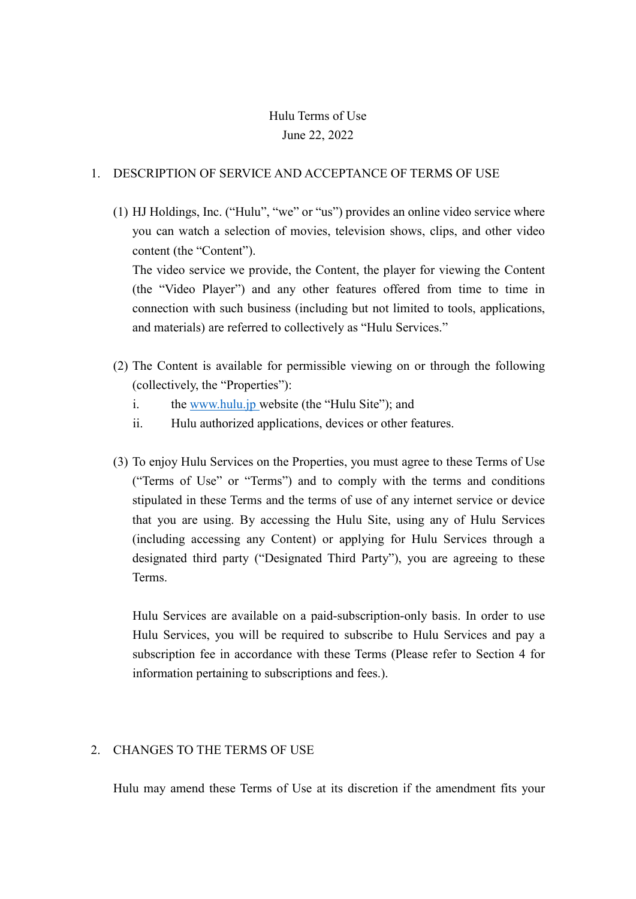# Hulu Terms of Use

June 22, 2022

## 1. DESCRIPTION OF SERVICE AND ACCEPTANCE OF TERMS OF USE

(1) HJ Holdings, Inc. ("Hulu", "we" or "us") provides an online video service where you can watch a selection of movies, television shows, clips, and other video content (the "Content").
The video service we provide, the Content, the player for viewing the Content (the "Video Player") and any other features offered from time to time in connection with such business (including but not limited to tools, applications, and materials) are referred to collectively as "Hulu Services."

(2) The Content is available for permissible viewing on or through the following (collectively, the "Properties"):

i. the [www.hulu.jp](http://www.hulu.jp) website (the "Hulu Site"); and

ii. Hulu authorized applications, devices or other features.

(3) To enjoy Hulu Services on the Properties, you must agree to these Terms of Use ("Terms of Use" or "Terms") and to comply with the terms and conditions stipulated in these Terms and the terms of use of any internet service or device that you are using. By accessing the Hulu Site, using any of Hulu Services (including accessing any Content) or applying for Hulu Services through a designated third party ("Designated Third Party"), you are agreeing to these Terms.

Hulu Services are available on a paid-subscription-only basis. In order to use Hulu Services, you will be required to subscribe to Hulu Services and pay a subscription fee in accordance with these Terms (Please refer to Section 4 for information pertaining to subscriptions and fees.).

## 2. CHANGES TO THE TERMS OF USE

Hulu may amend these Terms of Use at its discretion if the amendment fits your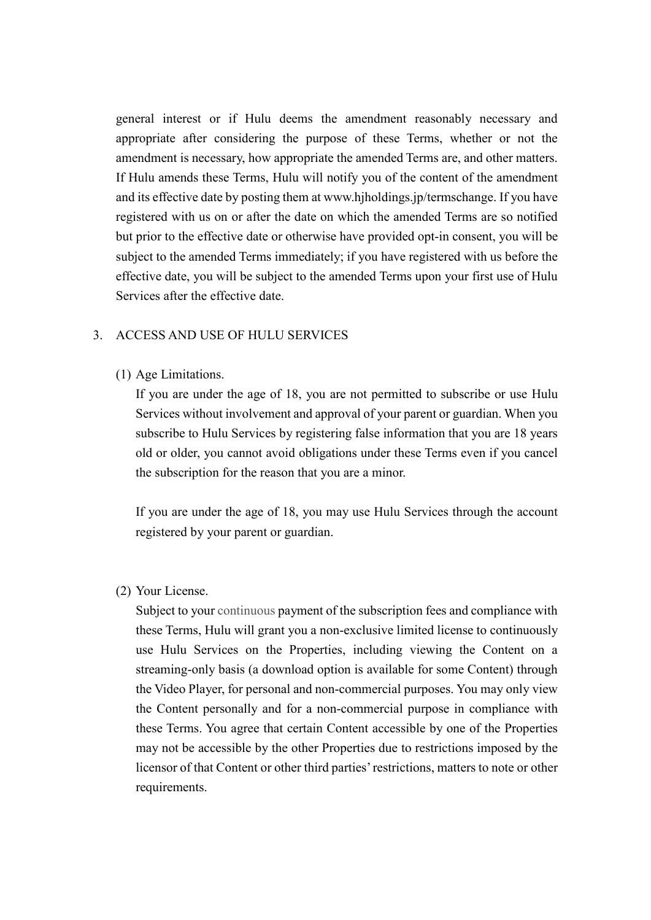general interest or if Hulu deems the amendment reasonably necessary and appropriate after considering the purpose of these Terms, whether or not the amendment is necessary, how appropriate the amended Terms are, and other matters. If Hulu amends these Terms, Hulu will notify you of the content of the amendment and its effective date by posting them at www.hjholdings.jp/termschange. If you have registered with us on or after the date on which the amended Terms are so notified but prior to the effective date or otherwise have provided opt-in consent, you will be subject to the amended Terms immediately; if you have registered with us before the effective date, you will be subject to the amended Terms upon your first use of Hulu Services after the effective date.

## 3. ACCESS AND USE OF HULU SERVICES

(1) Age Limitations.

If you are under the age of 18, you are not permitted to subscribe or use Hulu Services without involvement and approval of your parent or guardian. When you subscribe to Hulu Services by registering false information that you are 18 years old or older, you cannot avoid obligations under these Terms even if you cancel the subscription for the reason that you are a minor.

If you are under the age of 18, you may use Hulu Services through the account registered by your parent or guardian.

(2) Your License.

Subject to your continuous payment of the subscription fees and compliance with these Terms, Hulu will grant you a non-exclusive limited license to continuously use Hulu Services on the Properties, including viewing the Content on a streaming-only basis (a download option is available for some Content) through the Video Player, for personal and non-commercial purposes. You may only view the Content personally and for a non-commercial purpose in compliance with these Terms. You agree that certain Content accessible by one of the Properties may not be accessible by the other Properties due to restrictions imposed by the licensor of that Content or other third parties' restrictions, matters to note or other requirements.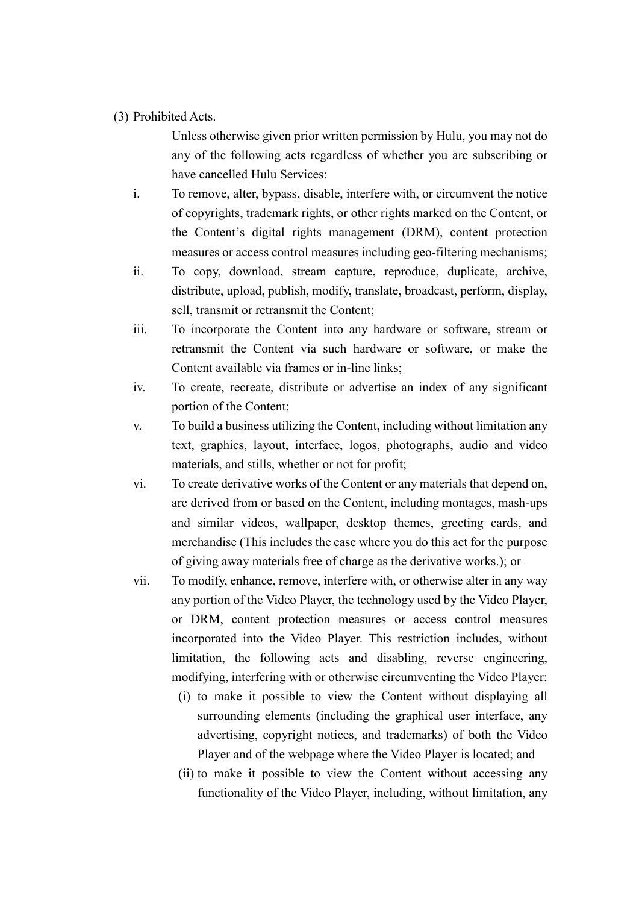(3) Prohibited Acts.

Unless otherwise given prior written permission by Hulu, you may not do any of the following acts regardless of whether you are subscribing or have cancelled Hulu Services:

i. To remove, alter, bypass, disable, interfere with, or circumvent the notice of copyrights, trademark rights, or other rights marked on the Content, or the Content's digital rights management (DRM), content protection measures or access control measures including geo-filtering mechanisms;

ii. To copy, download, stream capture, reproduce, duplicate, archive, distribute, upload, publish, modify, translate, broadcast, perform, display, sell, transmit or retransmit the Content;

iii. To incorporate the Content into any hardware or software, stream or retransmit the Content via such hardware or software, or make the Content available via frames or in-line links;

iv. To create, recreate, distribute or advertise an index of any significant portion of the Content;

v. To build a business utilizing the Content, including without limitation any text, graphics, layout, interface, logos, photographs, audio and video materials, and stills, whether or not for profit;

vi. To create derivative works of the Content or any materials that depend on, are derived from or based on the Content, including montages, mash-ups and similar videos, wallpaper, desktop themes, greeting cards, and merchandise (This includes the case where you do this act for the purpose of giving away materials free of charge as the derivative works.); or

vii. To modify, enhance, remove, interfere with, or otherwise alter in any way any portion of the Video Player, the technology used by the Video Player, or DRM, content protection measures or access control measures incorporated into the Video Player. This restriction includes, without limitation, the following acts and disabling, reverse engineering, modifying, interfering with or otherwise circumventing the Video Player:

   (i) to make it possible to view the Content without displaying all surrounding elements (including the graphical user interface, any advertising, copyright notices, and trademarks) of both the Video Player and of the webpage where the Video Player is located; and

   (ii) to make it possible to view the Content without accessing any functionality of the Video Player, including, without limitation, any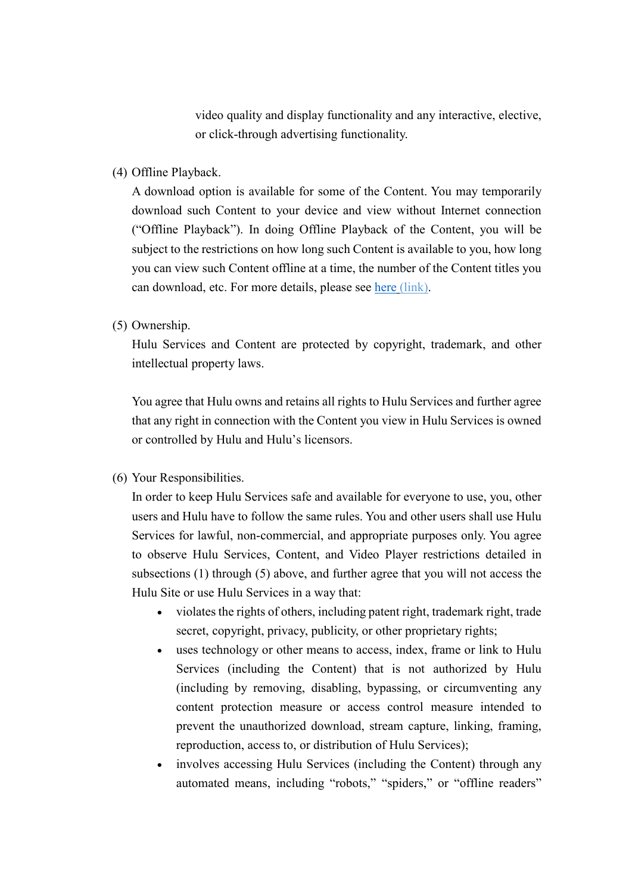video quality and display functionality and any interactive, elective, or click-through advertising functionality.

(4) Offline Playback.

A download option is available for some of the Content. You may temporarily download such Content to your device and view without Internet connection ("Offline Playback"). In doing Offline Playback of the Content, you will be subject to the restrictions on how long such Content is available to you, how long you can view such Content offline at a time, the number of the Content titles you can download, etc. For more details, please see here (link).

(5) Ownership.

Hulu Services and Content are protected by copyright, trademark, and other intellectual property laws.

You agree that Hulu owns and retains all rights to Hulu Services and further agree that any right in connection with the Content you view in Hulu Services is owned or controlled by Hulu and Hulu's licensors.

(6) Your Responsibilities.

In order to keep Hulu Services safe and available for everyone to use, you, other users and Hulu have to follow the same rules. You and other users shall use Hulu Services for lawful, non-commercial, and appropriate purposes only. You agree to observe Hulu Services, Content, and Video Player restrictions detailed in subsections (1) through (5) above, and further agree that you will not access the Hulu Site or use Hulu Services in a way that:

- violates the rights of others, including patent right, trademark right, trade secret, copyright, privacy, publicity, or other proprietary rights;
- uses technology or other means to access, index, frame or link to Hulu Services (including the Content) that is not authorized by Hulu (including by removing, disabling, bypassing, or circumventing any content protection measure or access control measure intended to prevent the unauthorized download, stream capture, linking, framing, reproduction, access to, or distribution of Hulu Services);
- involves accessing Hulu Services (including the Content) through any automated means, including "robots," "spiders," or "offline readers"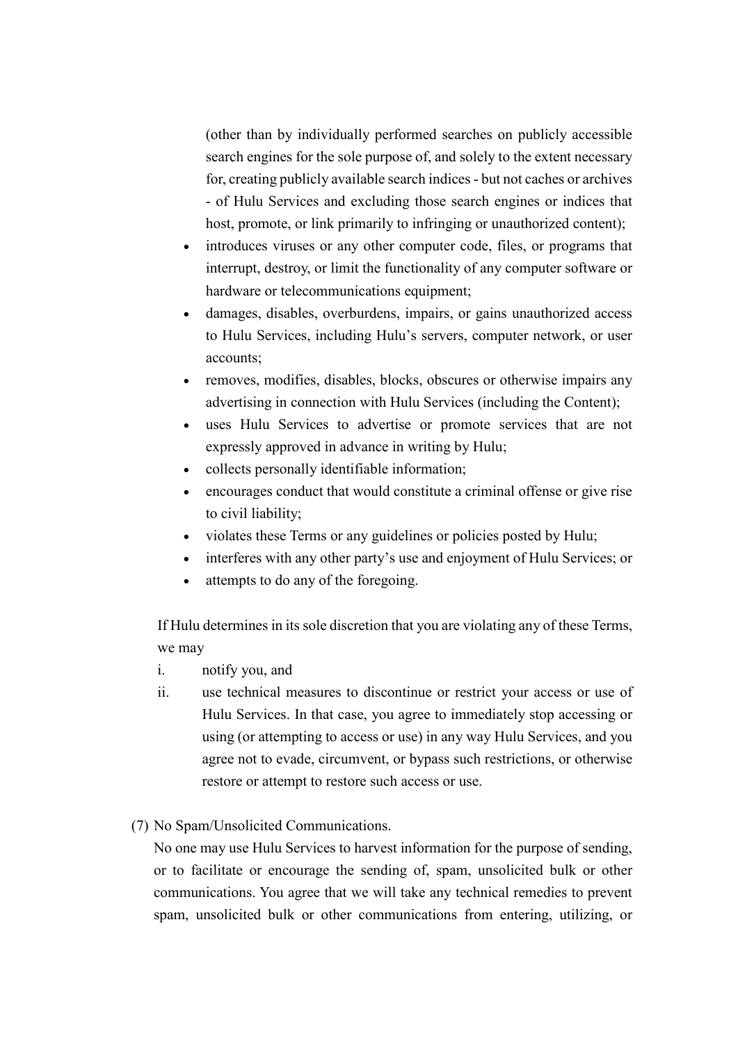(other than by individually performed searches on publicly accessible search engines for the sole purpose of, and solely to the extent necessary for, creating publicly available search indices - but not caches or archives - of Hulu Services and excluding those search engines or indices that host, promote, or link primarily to infringing or unauthorized content);

- introduces viruses or any other computer code, files, or programs that interrupt, destroy, or limit the functionality of any computer software or hardware or telecommunications equipment;
- damages, disables, overburdens, impairs, or gains unauthorized access to Hulu Services, including Hulu's servers, computer network, or user accounts;
- removes, modifies, disables, blocks, obscures or otherwise impairs any advertising in connection with Hulu Services (including the Content);
- uses Hulu Services to advertise or promote services that are not expressly approved in advance in writing by Hulu;
- collects personally identifiable information;
- encourages conduct that would constitute a criminal offense or give rise to civil liability;
- violates these Terms or any guidelines or policies posted by Hulu;
- interferes with any other party's use and enjoyment of Hulu Services; or
- attempts to do any of the foregoing.

If Hulu determines in its sole discretion that you are violating any of these Terms, we may

i. notify you, and
ii. use technical measures to discontinue or restrict your access or use of Hulu Services. In that case, you agree to immediately stop accessing or using (or attempting to access or use) in any way Hulu Services, and you agree not to evade, circumvent, or bypass such restrictions, or otherwise restore or attempt to restore such access or use.

(7) No Spam/Unsolicited Communications.

No one may use Hulu Services to harvest information for the purpose of sending, or to facilitate or encourage the sending of, spam, unsolicited bulk or other communications. You agree that we will take any technical remedies to prevent spam, unsolicited bulk or other communications from entering, utilizing, or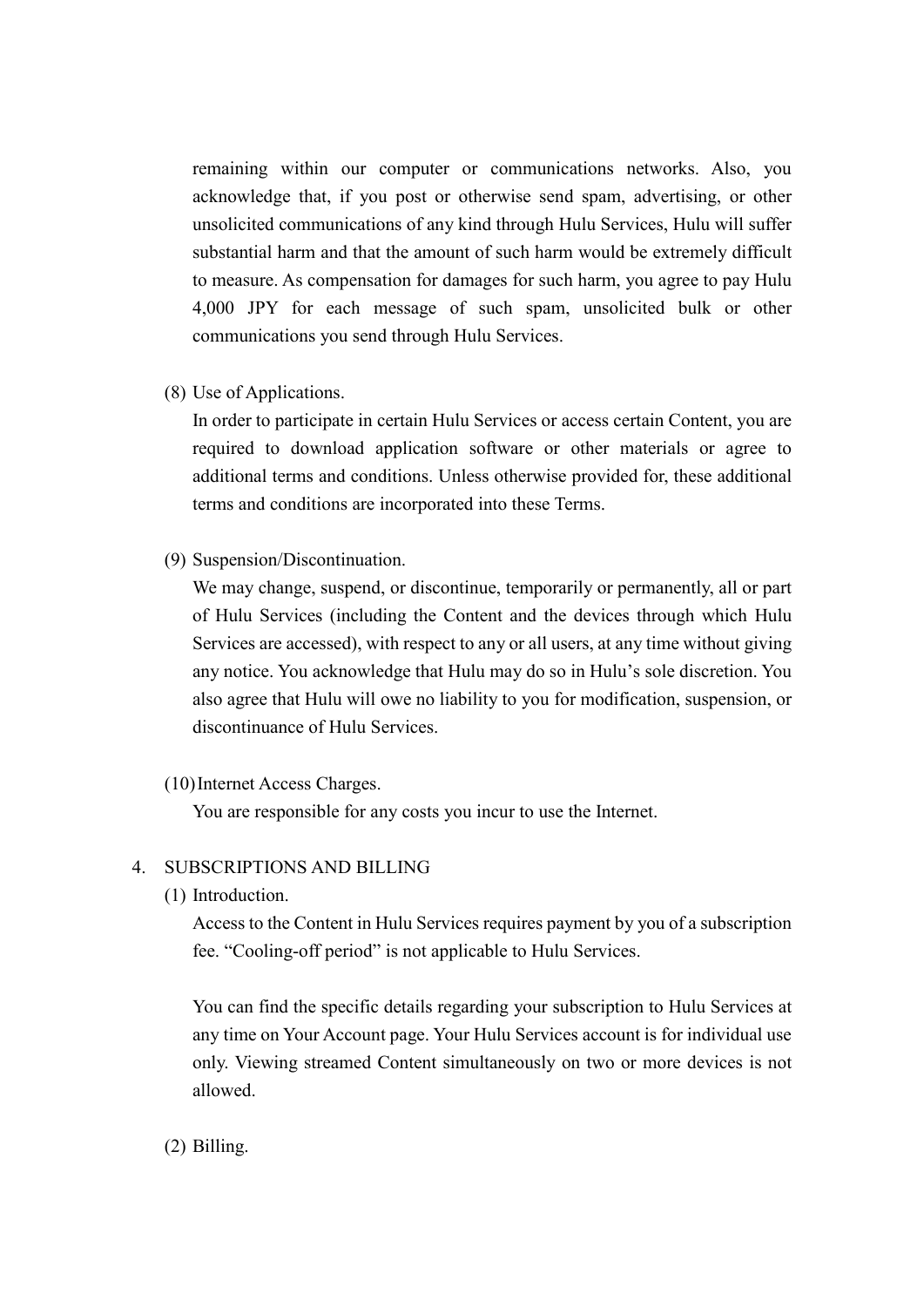remaining within our computer or communications networks. Also, you acknowledge that, if you post or otherwise send spam, advertising, or other unsolicited communications of any kind through Hulu Services, Hulu will suffer substantial harm and that the amount of such harm would be extremely difficult to measure. As compensation for damages for such harm, you agree to pay Hulu 4,000 JPY for each message of such spam, unsolicited bulk or other communications you send through Hulu Services.

(8) Use of Applications.

In order to participate in certain Hulu Services or access certain Content, you are required to download application software or other materials or agree to additional terms and conditions. Unless otherwise provided for, these additional terms and conditions are incorporated into these Terms.

(9) Suspension/Discontinuation.

We may change, suspend, or discontinue, temporarily or permanently, all or part of Hulu Services (including the Content and the devices through which Hulu Services are accessed), with respect to any or all users, at any time without giving any notice. You acknowledge that Hulu may do so in Hulu's sole discretion. You also agree that Hulu will owe no liability to you for modification, suspension, or discontinuance of Hulu Services.

(10) Internet Access Charges.

You are responsible for any costs you incur to use the Internet.

4. SUBSCRIPTIONS AND BILLING

(1) Introduction.

Access to the Content in Hulu Services requires payment by you of a subscription fee. "Cooling-off period" is not applicable to Hulu Services.

You can find the specific details regarding your subscription to Hulu Services at any time on Your Account page. Your Hulu Services account is for individual use only. Viewing streamed Content simultaneously on two or more devices is not allowed.

(2) Billing.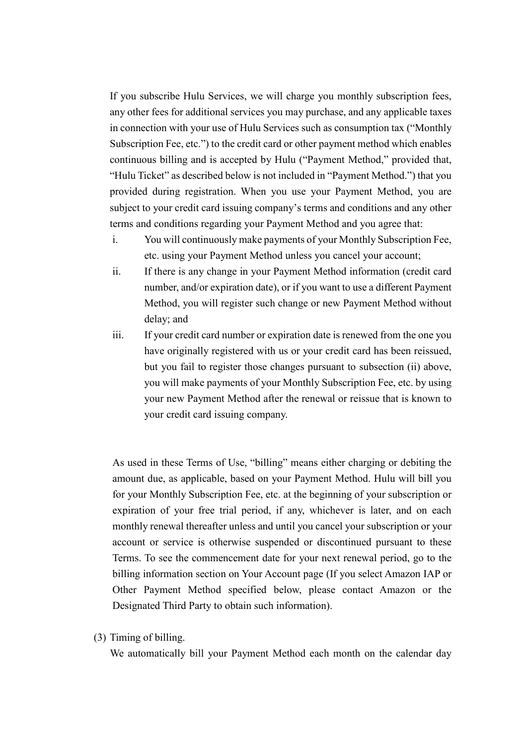If you subscribe Hulu Services, we will charge you monthly subscription fees, any other fees for additional services you may purchase, and any applicable taxes in connection with your use of Hulu Services such as consumption tax ("Monthly Subscription Fee, etc.") to the credit card or other payment method which enables continuous billing and is accepted by Hulu ("Payment Method," provided that, "Hulu Ticket" as described below is not included in "Payment Method.") that you provided during registration. When you use your Payment Method, you are subject to your credit card issuing company's terms and conditions and any other terms and conditions regarding your Payment Method and you agree that:

i. You will continuously make payments of your Monthly Subscription Fee, etc. using your Payment Method unless you cancel your account;
ii. If there is any change in your Payment Method information (credit card number, and/or expiration date), or if you want to use a different Payment Method, you will register such change or new Payment Method without delay; and
iii. If your credit card number or expiration date is renewed from the one you have originally registered with us or your credit card has been reissued, but you fail to register those changes pursuant to subsection (ii) above, you will make payments of your Monthly Subscription Fee, etc. by using your new Payment Method after the renewal or reissue that is known to your credit card issuing company.

As used in these Terms of Use, "billing" means either charging or debiting the amount due, as applicable, based on your Payment Method. Hulu will bill you for your Monthly Subscription Fee, etc. at the beginning of your subscription or expiration of your free trial period, if any, whichever is later, and on each monthly renewal thereafter unless and until you cancel your subscription or your account or service is otherwise suspended or discontinued pursuant to these Terms. To see the commencement date for your next renewal period, go to the billing information section on Your Account page (If you select Amazon IAP or Other Payment Method specified below, please contact Amazon or the Designated Third Party to obtain such information).

(3) Timing of billing.

We automatically bill your Payment Method each month on the calendar day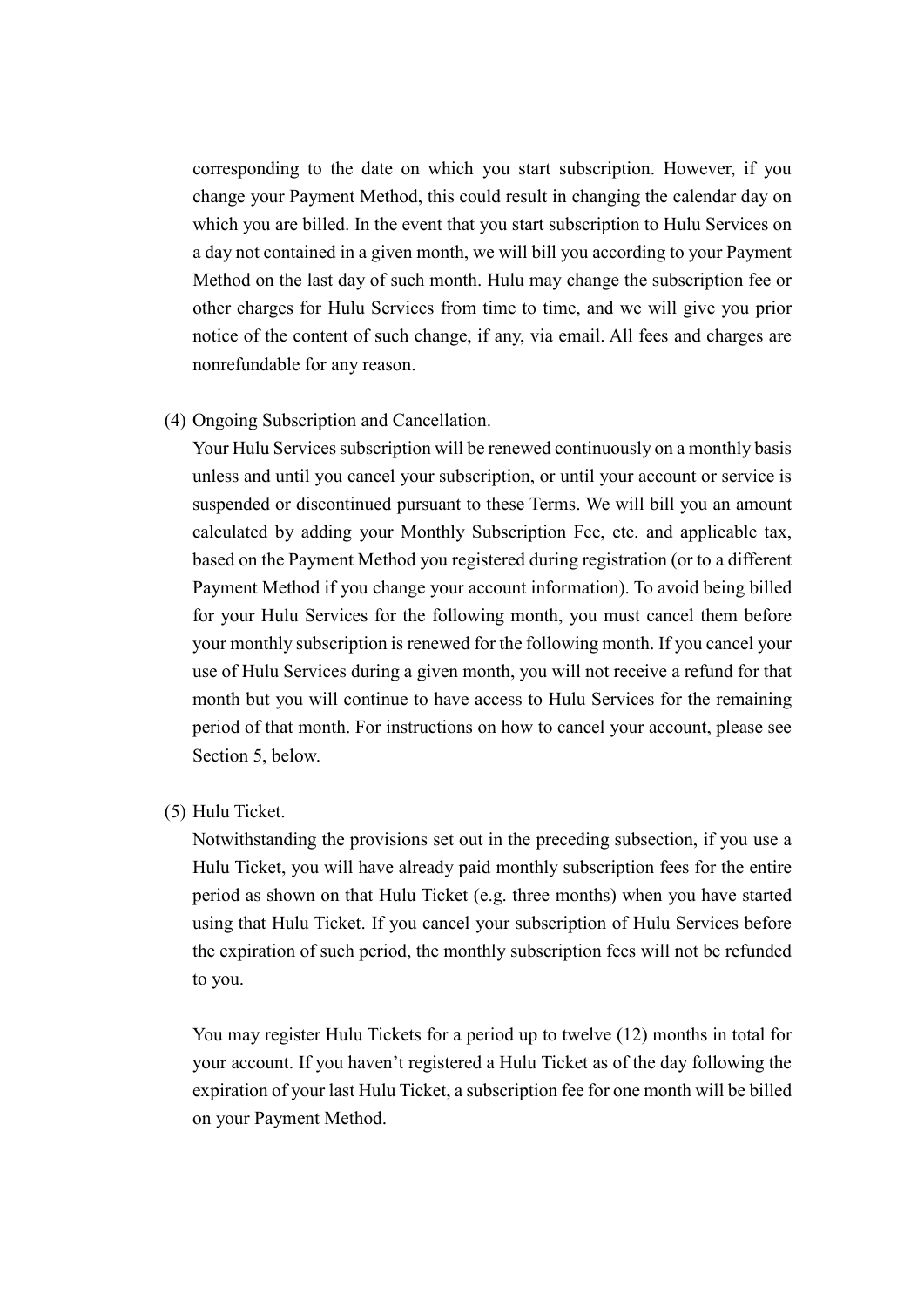corresponding to the date on which you start subscription. However, if you change your Payment Method, this could result in changing the calendar day on which you are billed. In the event that you start subscription to Hulu Services on a day not contained in a given month, we will bill you according to your Payment Method on the last day of such month. Hulu may change the subscription fee or other charges for Hulu Services from time to time, and we will give you prior notice of the content of such change, if any, via email. All fees and charges are nonrefundable for any reason.

(4) Ongoing Subscription and Cancellation.

Your Hulu Services subscription will be renewed continuously on a monthly basis unless and until you cancel your subscription, or until your account or service is suspended or discontinued pursuant to these Terms. We will bill you an amount calculated by adding your Monthly Subscription Fee, etc. and applicable tax, based on the Payment Method you registered during registration (or to a different Payment Method if you change your account information). To avoid being billed for your Hulu Services for the following month, you must cancel them before your monthly subscription is renewed for the following month. If you cancel your use of Hulu Services during a given month, you will not receive a refund for that month but you will continue to have access to Hulu Services for the remaining period of that month. For instructions on how to cancel your account, please see Section 5, below.

(5) Hulu Ticket.

Notwithstanding the provisions set out in the preceding subsection, if you use a Hulu Ticket, you will have already paid monthly subscription fees for the entire period as shown on that Hulu Ticket (e.g. three months) when you have started using that Hulu Ticket. If you cancel your subscription of Hulu Services before the expiration of such period, the monthly subscription fees will not be refunded to you.

You may register Hulu Tickets for a period up to twelve (12) months in total for your account. If you haven't registered a Hulu Ticket as of the day following the expiration of your last Hulu Ticket, a subscription fee for one month will be billed on your Payment Method.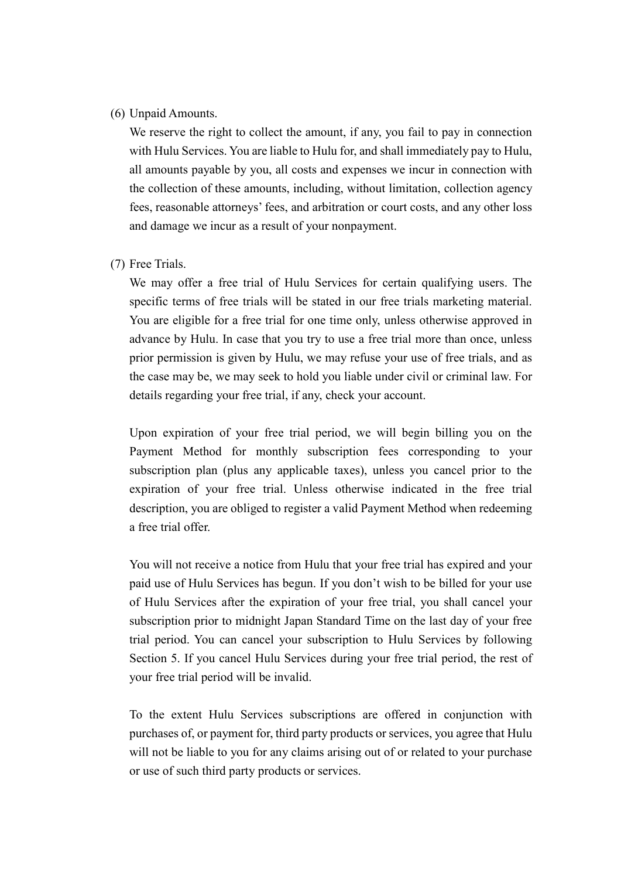(6) Unpaid Amounts.

We reserve the right to collect the amount, if any, you fail to pay in connection with Hulu Services. You are liable to Hulu for, and shall immediately pay to Hulu, all amounts payable by you, all costs and expenses we incur in connection with the collection of these amounts, including, without limitation, collection agency fees, reasonable attorneys' fees, and arbitration or court costs, and any other loss and damage we incur as a result of your nonpayment.

(7) Free Trials.

We may offer a free trial of Hulu Services for certain qualifying users. The specific terms of free trials will be stated in our free trials marketing material. You are eligible for a free trial for one time only, unless otherwise approved in advance by Hulu. In case that you try to use a free trial more than once, unless prior permission is given by Hulu, we may refuse your use of free trials, and as the case may be, we may seek to hold you liable under civil or criminal law. For details regarding your free trial, if any, check your account.

Upon expiration of your free trial period, we will begin billing you on the Payment Method for monthly subscription fees corresponding to your subscription plan (plus any applicable taxes), unless you cancel prior to the expiration of your free trial. Unless otherwise indicated in the free trial description, you are obliged to register a valid Payment Method when redeeming a free trial offer.

You will not receive a notice from Hulu that your free trial has expired and your paid use of Hulu Services has begun. If you don't wish to be billed for your use of Hulu Services after the expiration of your free trial, you shall cancel your subscription prior to midnight Japan Standard Time on the last day of your free trial period. You can cancel your subscription to Hulu Services by following Section 5. If you cancel Hulu Services during your free trial period, the rest of your free trial period will be invalid.

To the extent Hulu Services subscriptions are offered in conjunction with purchases of, or payment for, third party products or services, you agree that Hulu will not be liable to you for any claims arising out of or related to your purchase or use of such third party products or services.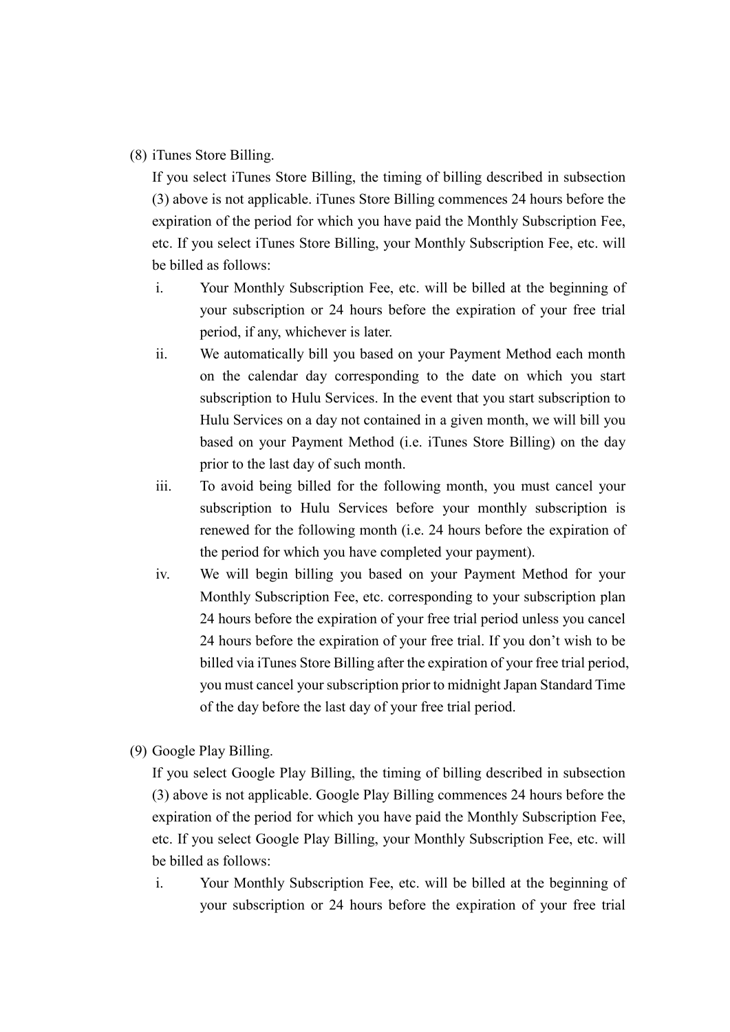(8) iTunes Store Billing.

If you select iTunes Store Billing, the timing of billing described in subsection (3) above is not applicable. iTunes Store Billing commences 24 hours before the expiration of the period for which you have paid the Monthly Subscription Fee, etc. If you select iTunes Store Billing, your Monthly Subscription Fee, etc. will be billed as follows:

i. Your Monthly Subscription Fee, etc. will be billed at the beginning of your subscription or 24 hours before the expiration of your free trial period, if any, whichever is later.

ii. We automatically bill you based on your Payment Method each month on the calendar day corresponding to the date on which you start subscription to Hulu Services. In the event that you start subscription to Hulu Services on a day not contained in a given month, we will bill you based on your Payment Method (i.e. iTunes Store Billing) on the day prior to the last day of such month.

iii. To avoid being billed for the following month, you must cancel your subscription to Hulu Services before your monthly subscription is renewed for the following month (i.e. 24 hours before the expiration of the period for which you have completed your payment).

iv. We will begin billing you based on your Payment Method for your Monthly Subscription Fee, etc. corresponding to your subscription plan 24 hours before the expiration of your free trial period unless you cancel 24 hours before the expiration of your free trial. If you don't wish to be billed via iTunes Store Billing after the expiration of your free trial period, you must cancel your subscription prior to midnight Japan Standard Time of the day before the last day of your free trial period.

(9) Google Play Billing.

If you select Google Play Billing, the timing of billing described in subsection (3) above is not applicable. Google Play Billing commences 24 hours before the expiration of the period for which you have paid the Monthly Subscription Fee, etc. If you select Google Play Billing, your Monthly Subscription Fee, etc. will be billed as follows:

i. Your Monthly Subscription Fee, etc. will be billed at the beginning of your subscription or 24 hours before the expiration of your free trial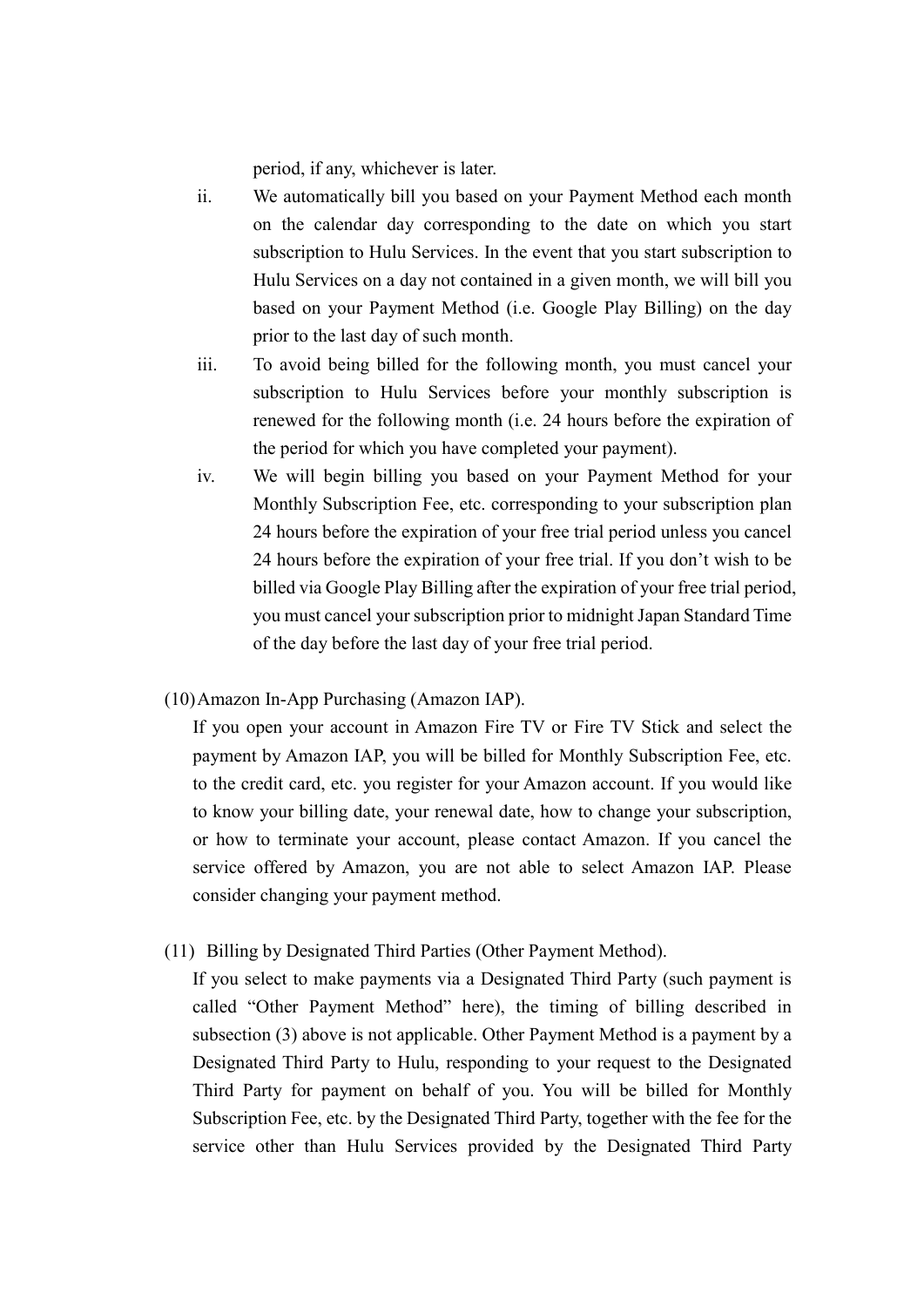period, if any, whichever is later.

ii. We automatically bill you based on your Payment Method each month on the calendar day corresponding to the date on which you start subscription to Hulu Services. In the event that you start subscription to Hulu Services on a day not contained in a given month, we will bill you based on your Payment Method (i.e. Google Play Billing) on the day prior to the last day of such month.

iii. To avoid being billed for the following month, you must cancel your subscription to Hulu Services before your monthly subscription is renewed for the following month (i.e. 24 hours before the expiration of the period for which you have completed your payment).

iv. We will begin billing you based on your Payment Method for your Monthly Subscription Fee, etc. corresponding to your subscription plan 24 hours before the expiration of your free trial period unless you cancel 24 hours before the expiration of your free trial. If you don't wish to be billed via Google Play Billing after the expiration of your free trial period, you must cancel your subscription prior to midnight Japan Standard Time of the day before the last day of your free trial period.

(10) Amazon In-App Purchasing (Amazon IAP).

If you open your account in Amazon Fire TV or Fire TV Stick and select the payment by Amazon IAP, you will be billed for Monthly Subscription Fee, etc. to the credit card, etc. you register for your Amazon account. If you would like to know your billing date, your renewal date, how to change your subscription, or how to terminate your account, please contact Amazon. If you cancel the service offered by Amazon, you are not able to select Amazon IAP. Please consider changing your payment method.

(11) Billing by Designated Third Parties (Other Payment Method).

If you select to make payments via a Designated Third Party (such payment is called "Other Payment Method" here), the timing of billing described in subsection (3) above is not applicable. Other Payment Method is a payment by a Designated Third Party to Hulu, responding to your request to the Designated Third Party for payment on behalf of you. You will be billed for Monthly Subscription Fee, etc. by the Designated Third Party, together with the fee for the service other than Hulu Services provided by the Designated Third Party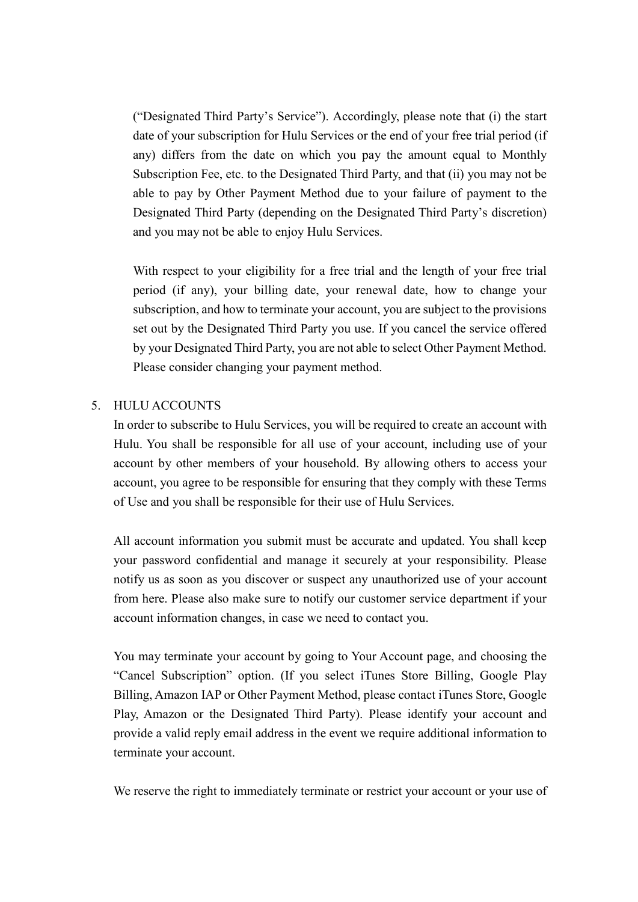("Designated Third Party's Service"). Accordingly, please note that (i) the start date of your subscription for Hulu Services or the end of your free trial period (if any) differs from the date on which you pay the amount equal to Monthly Subscription Fee, etc. to the Designated Third Party, and that (ii) you may not be able to pay by Other Payment Method due to your failure of payment to the Designated Third Party (depending on the Designated Third Party's discretion) and you may not be able to enjoy Hulu Services.

With respect to your eligibility for a free trial and the length of your free trial period (if any), your billing date, your renewal date, how to change your subscription, and how to terminate your account, you are subject to the provisions set out by the Designated Third Party you use. If you cancel the service offered by your Designated Third Party, you are not able to select Other Payment Method. Please consider changing your payment method.

5. HULU ACCOUNTS

In order to subscribe to Hulu Services, you will be required to create an account with Hulu. You shall be responsible for all use of your account, including use of your account by other members of your household. By allowing others to access your account, you agree to be responsible for ensuring that they comply with these Terms of Use and you shall be responsible for their use of Hulu Services.

All account information you submit must be accurate and updated. You shall keep your password confidential and manage it securely at your responsibility. Please notify us as soon as you discover or suspect any unauthorized use of your account from here. Please also make sure to notify our customer service department if your account information changes, in case we need to contact you.

You may terminate your account by going to Your Account page, and choosing the "Cancel Subscription" option. (If you select iTunes Store Billing, Google Play Billing, Amazon IAP or Other Payment Method, please contact iTunes Store, Google Play, Amazon or the Designated Third Party). Please identify your account and provide a valid reply email address in the event we require additional information to terminate your account.

We reserve the right to immediately terminate or restrict your account or your use of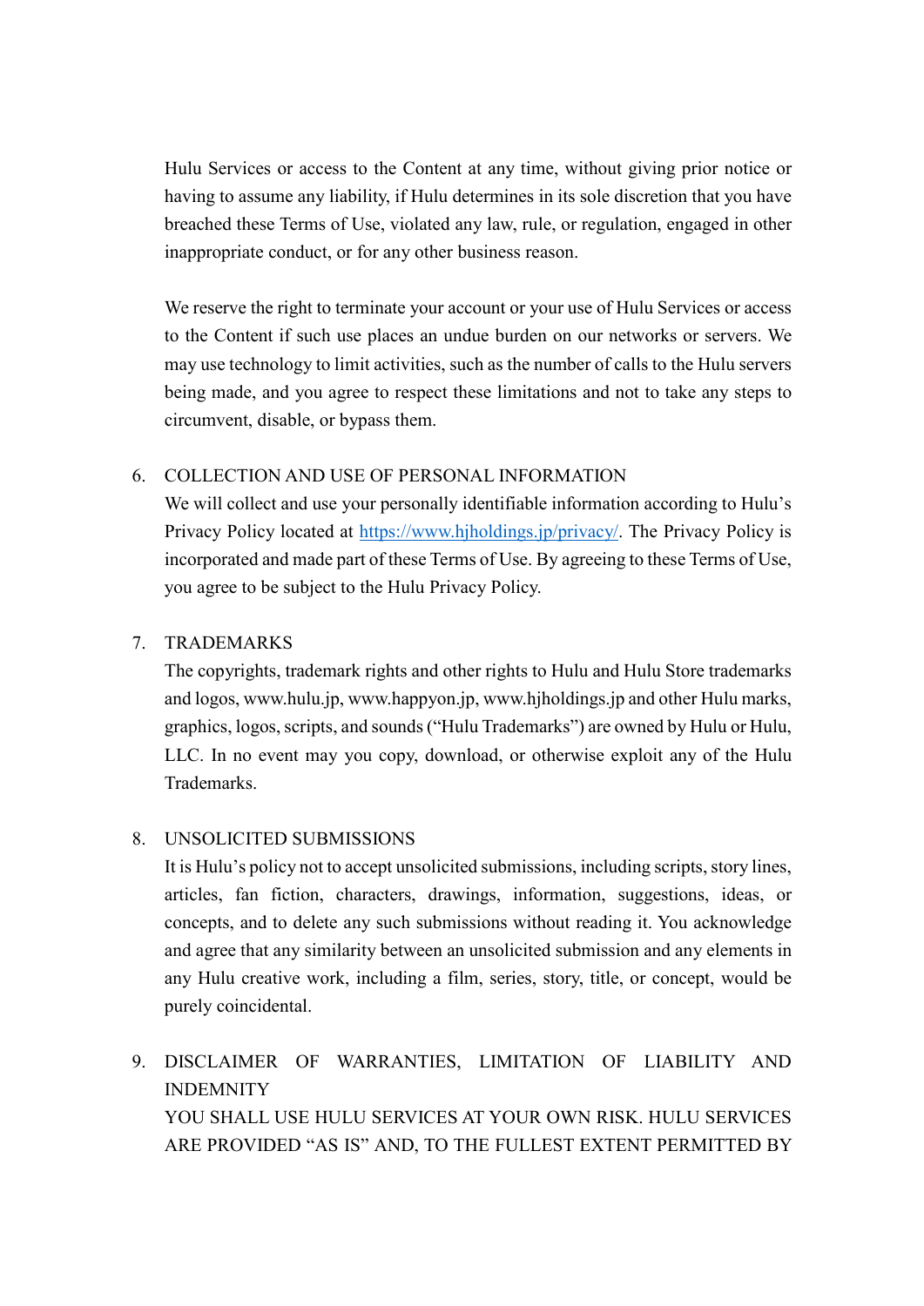Hulu Services or access to the Content at any time, without giving prior notice or having to assume any liability, if Hulu determines in its sole discretion that you have breached these Terms of Use, violated any law, rule, or regulation, engaged in other inappropriate conduct, or for any other business reason.

We reserve the right to terminate your account or your use of Hulu Services or access to the Content if such use places an undue burden on our networks or servers. We may use technology to limit activities, such as the number of calls to the Hulu servers being made, and you agree to respect these limitations and not to take any steps to circumvent, disable, or bypass them.

6. COLLECTION AND USE OF PERSONAL INFORMATION

We will collect and use your personally identifiable information according to Hulu's Privacy Policy located at [https://www.hjholdings.jp/privacy/](https://www.hjholdings.jp/privacy/). The Privacy Policy is incorporated and made part of these Terms of Use. By agreeing to these Terms of Use, you agree to be subject to the Hulu Privacy Policy.

7. TRADEMARKS

The copyrights, trademark rights and other rights to Hulu and Hulu Store trademarks and logos, www.hulu.jp, www.happyon.jp, www.hjholdings.jp and other Hulu marks, graphics, logos, scripts, and sounds ("Hulu Trademarks") are owned by Hulu or Hulu, LLC. In no event may you copy, download, or otherwise exploit any of the Hulu Trademarks.

8. UNSOLICITED SUBMISSIONS

It is Hulu's policy not to accept unsolicited submissions, including scripts, story lines, articles, fan fiction, characters, drawings, information, suggestions, ideas, or concepts, and to delete any such submissions without reading it. You acknowledge and agree that any similarity between an unsolicited submission and any elements in any Hulu creative work, including a film, series, story, title, or concept, would be purely coincidental.

9. DISCLAIMER OF WARRANTIES, LIMITATION OF LIABILITY AND INDEMNITY

YOU SHALL USE HULU SERVICES AT YOUR OWN RISK. HULU SERVICES ARE PROVIDED "AS IS" AND, TO THE FULLEST EXTENT PERMITTED BY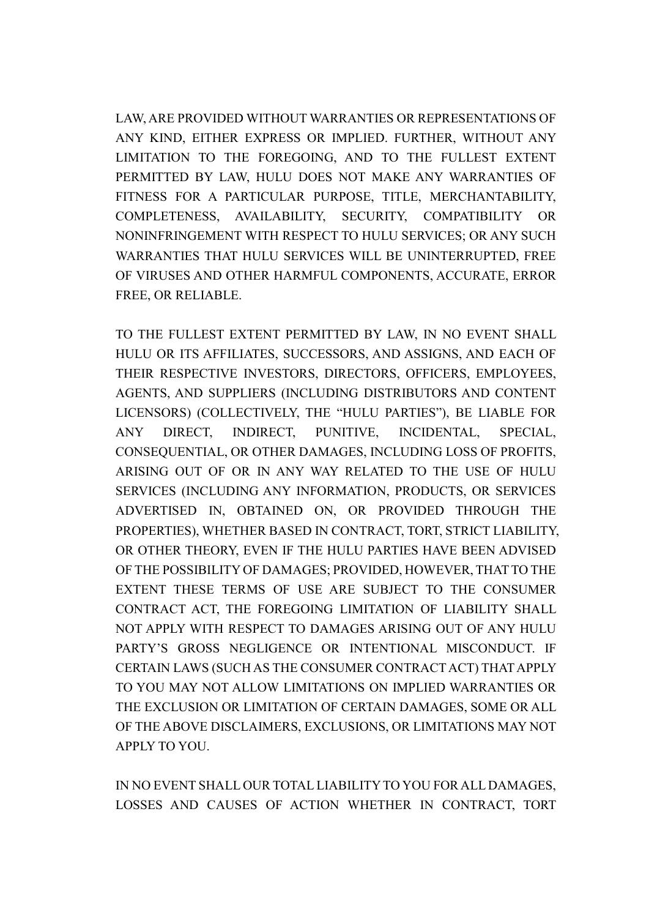LAW, ARE PROVIDED WITHOUT WARRANTIES OR REPRESENTATIONS OF ANY KIND, EITHER EXPRESS OR IMPLIED. FURTHER, WITHOUT ANY LIMITATION TO THE FOREGOING, AND TO THE FULLEST EXTENT PERMITTED BY LAW, HULU DOES NOT MAKE ANY WARRANTIES OF FITNESS FOR A PARTICULAR PURPOSE, TITLE, MERCHANTABILITY, COMPLETENESS, AVAILABILITY, SECURITY, COMPATIBILITY OR NONINFRINGEMENT WITH RESPECT TO HULU SERVICES; OR ANY SUCH WARRANTIES THAT HULU SERVICES WILL BE UNINTERRUPTED, FREE OF VIRUSES AND OTHER HARMFUL COMPONENTS, ACCURATE, ERROR FREE, OR RELIABLE.

TO THE FULLEST EXTENT PERMITTED BY LAW, IN NO EVENT SHALL HULU OR ITS AFFILIATES, SUCCESSORS, AND ASSIGNS, AND EACH OF THEIR RESPECTIVE INVESTORS, DIRECTORS, OFFICERS, EMPLOYEES, AGENTS, AND SUPPLIERS (INCLUDING DISTRIBUTORS AND CONTENT LICENSORS) (COLLECTIVELY, THE "HULU PARTIES"), BE LIABLE FOR ANY DIRECT, INDIRECT, PUNITIVE, INCIDENTAL, SPECIAL, CONSEQUENTIAL, OR OTHER DAMAGES, INCLUDING LOSS OF PROFITS, ARISING OUT OF OR IN ANY WAY RELATED TO THE USE OF HULU SERVICES (INCLUDING ANY INFORMATION, PRODUCTS, OR SERVICES ADVERTISED IN, OBTAINED ON, OR PROVIDED THROUGH THE PROPERTIES), WHETHER BASED IN CONTRACT, TORT, STRICT LIABILITY, OR OTHER THEORY, EVEN IF THE HULU PARTIES HAVE BEEN ADVISED OF THE POSSIBILITY OF DAMAGES; PROVIDED, HOWEVER, THAT TO THE EXTENT THESE TERMS OF USE ARE SUBJECT TO THE CONSUMER CONTRACT ACT, THE FOREGOING LIMITATION OF LIABILITY SHALL NOT APPLY WITH RESPECT TO DAMAGES ARISING OUT OF ANY HULU PARTY'S GROSS NEGLIGENCE OR INTENTIONAL MISCONDUCT. IF CERTAIN LAWS (SUCH AS THE CONSUMER CONTRACT ACT) THAT APPLY TO YOU MAY NOT ALLOW LIMITATIONS ON IMPLIED WARRANTIES OR THE EXCLUSION OR LIMITATION OF CERTAIN DAMAGES, SOME OR ALL OF THE ABOVE DISCLAIMERS, EXCLUSIONS, OR LIMITATIONS MAY NOT APPLY TO YOU.

IN NO EVENT SHALL OUR TOTAL LIABILITY TO YOU FOR ALL DAMAGES, LOSSES AND CAUSES OF ACTION WHETHER IN CONTRACT, TORT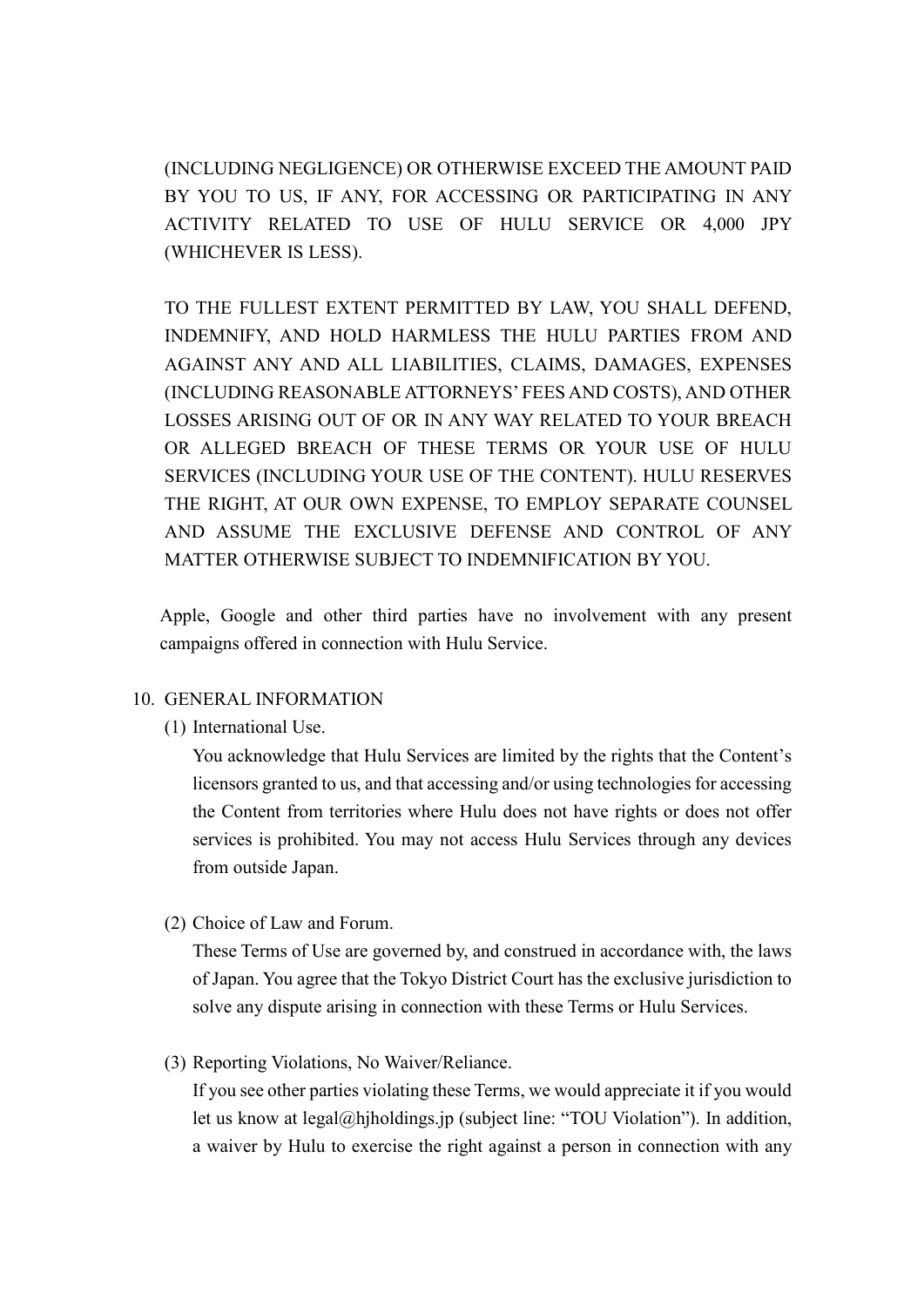(INCLUDING NEGLIGENCE) OR OTHERWISE EXCEED THE AMOUNT PAID BY YOU TO US, IF ANY, FOR ACCESSING OR PARTICIPATING IN ANY ACTIVITY RELATED TO USE OF HULU SERVICE OR 4,000 JPY (WHICHEVER IS LESS).

TO THE FULLEST EXTENT PERMITTED BY LAW, YOU SHALL DEFEND, INDEMNIFY, AND HOLD HARMLESS THE HULU PARTIES FROM AND AGAINST ANY AND ALL LIABILITIES, CLAIMS, DAMAGES, EXPENSES (INCLUDING REASONABLE ATTORNEYS' FEES AND COSTS), AND OTHER LOSSES ARISING OUT OF OR IN ANY WAY RELATED TO YOUR BREACH OR ALLEGED BREACH OF THESE TERMS OR YOUR USE OF HULU SERVICES (INCLUDING YOUR USE OF THE CONTENT). HULU RESERVES THE RIGHT, AT OUR OWN EXPENSE, TO EMPLOY SEPARATE COUNSEL AND ASSUME THE EXCLUSIVE DEFENSE AND CONTROL OF ANY MATTER OTHERWISE SUBJECT TO INDEMNIFICATION BY YOU.

Apple, Google and other third parties have no involvement with any present campaigns offered in connection with Hulu Service.

10. GENERAL INFORMATION

(1) International Use.

You acknowledge that Hulu Services are limited by the rights that the Content's licensors granted to us, and that accessing and/or using technologies for accessing the Content from territories where Hulu does not have rights or does not offer services is prohibited. You may not access Hulu Services through any devices from outside Japan.

(2) Choice of Law and Forum.

These Terms of Use are governed by, and construed in accordance with, the laws of Japan. You agree that the Tokyo District Court has the exclusive jurisdiction to solve any dispute arising in connection with these Terms or Hulu Services.

(3) Reporting Violations, No Waiver/Reliance.

If you see other parties violating these Terms, we would appreciate it if you would let us know at legal@hjholdings.jp (subject line: "TOU Violation"). In addition, a waiver by Hulu to exercise the right against a person in connection with any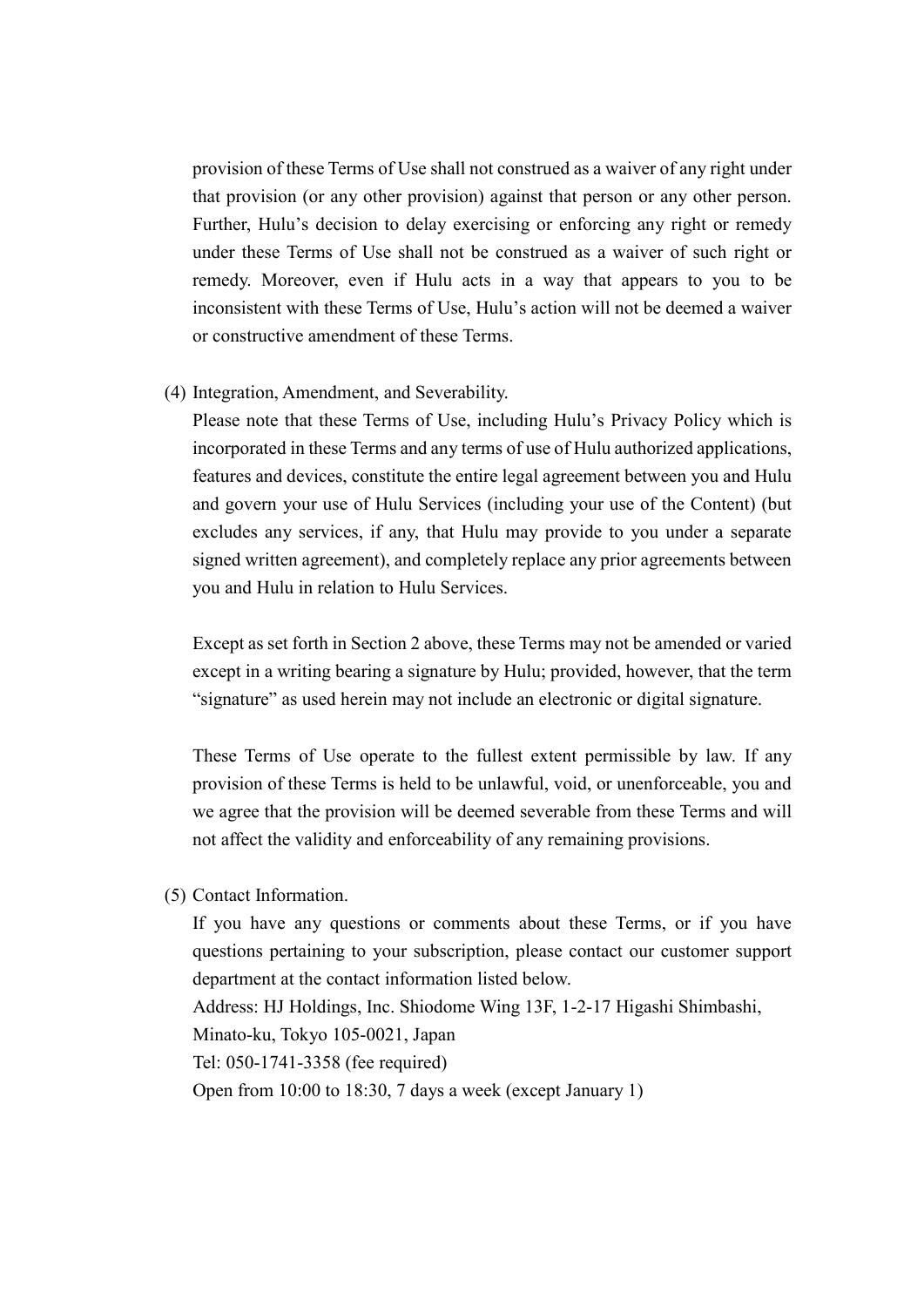provision of these Terms of Use shall not construed as a waiver of any right under that provision (or any other provision) against that person or any other person. Further, Hulu's decision to delay exercising or enforcing any right or remedy under these Terms of Use shall not be construed as a waiver of such right or remedy. Moreover, even if Hulu acts in a way that appears to you to be inconsistent with these Terms of Use, Hulu's action will not be deemed a waiver or constructive amendment of these Terms.

(4) Integration, Amendment, and Severability.

Please note that these Terms of Use, including Hulu's Privacy Policy which is incorporated in these Terms and any terms of use of Hulu authorized applications, features and devices, constitute the entire legal agreement between you and Hulu and govern your use of Hulu Services (including your use of the Content) (but excludes any services, if any, that Hulu may provide to you under a separate signed written agreement), and completely replace any prior agreements between you and Hulu in relation to Hulu Services.

Except as set forth in Section 2 above, these Terms may not be amended or varied except in a writing bearing a signature by Hulu; provided, however, that the term "signature" as used herein may not include an electronic or digital signature.

These Terms of Use operate to the fullest extent permissible by law. If any provision of these Terms is held to be unlawful, void, or unenforceable, you and we agree that the provision will be deemed severable from these Terms and will not affect the validity and enforceability of any remaining provisions.

(5) Contact Information.

If you have any questions or comments about these Terms, or if you have questions pertaining to your subscription, please contact our customer support department at the contact information listed below.

Address: HJ Holdings, Inc. Shiodome Wing 13F, 1-2-17 Higashi Shimbashi, Minato-ku, Tokyo 105-0021, Japan

Tel: 050-1741-3358 (fee required)

Open from 10:00 to 18:30, 7 days a week (except January 1)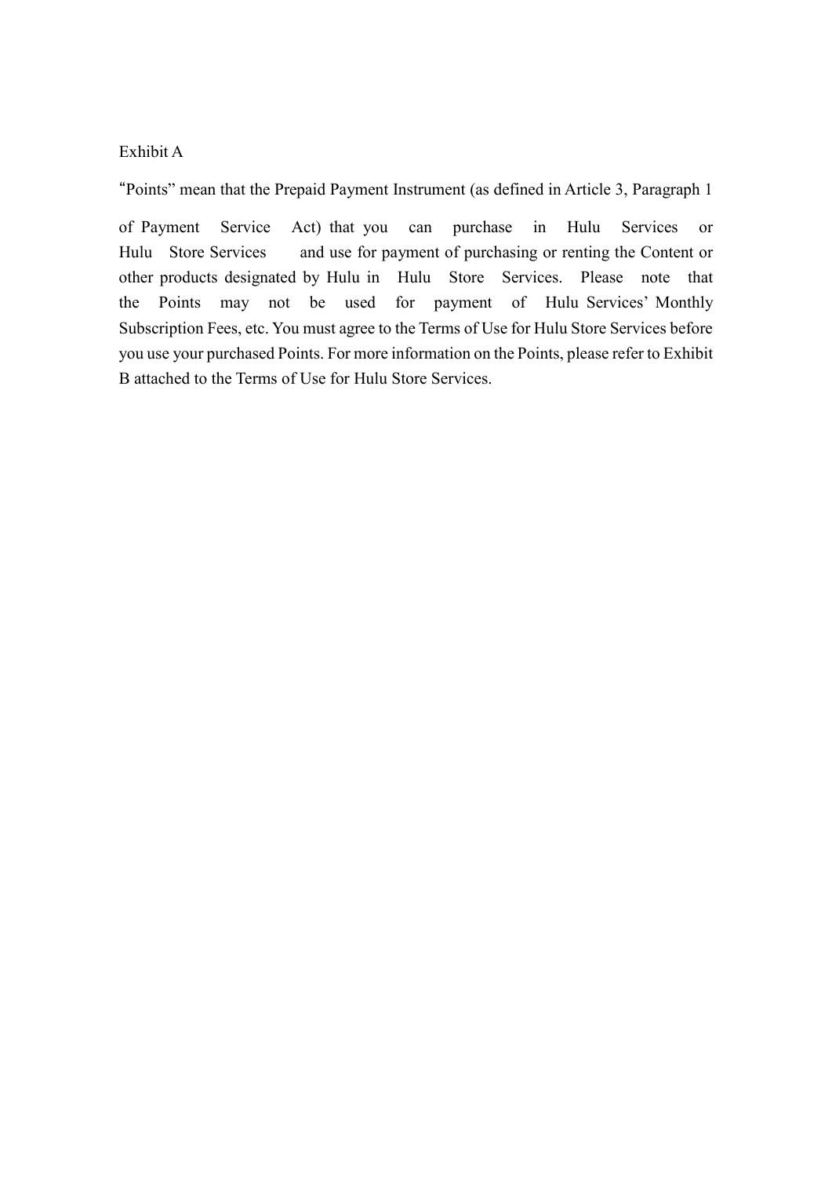Exhibit A

“Points” mean that the Prepaid Payment Instrument (as defined in Article 3, Paragraph 1 of Payment Service Act) that you can purchase in Hulu Services or Hulu Store Services and use for payment of purchasing or renting the Content or other products designated by Hulu in Hulu Store Services. Please note that the Points may not be used for payment of Hulu Services' Monthly Subscription Fees, etc. You must agree to the Terms of Use for Hulu Store Services before you use your purchased Points. For more information on the Points, please refer to Exhibit B attached to the Terms of Use for Hulu Store Services.